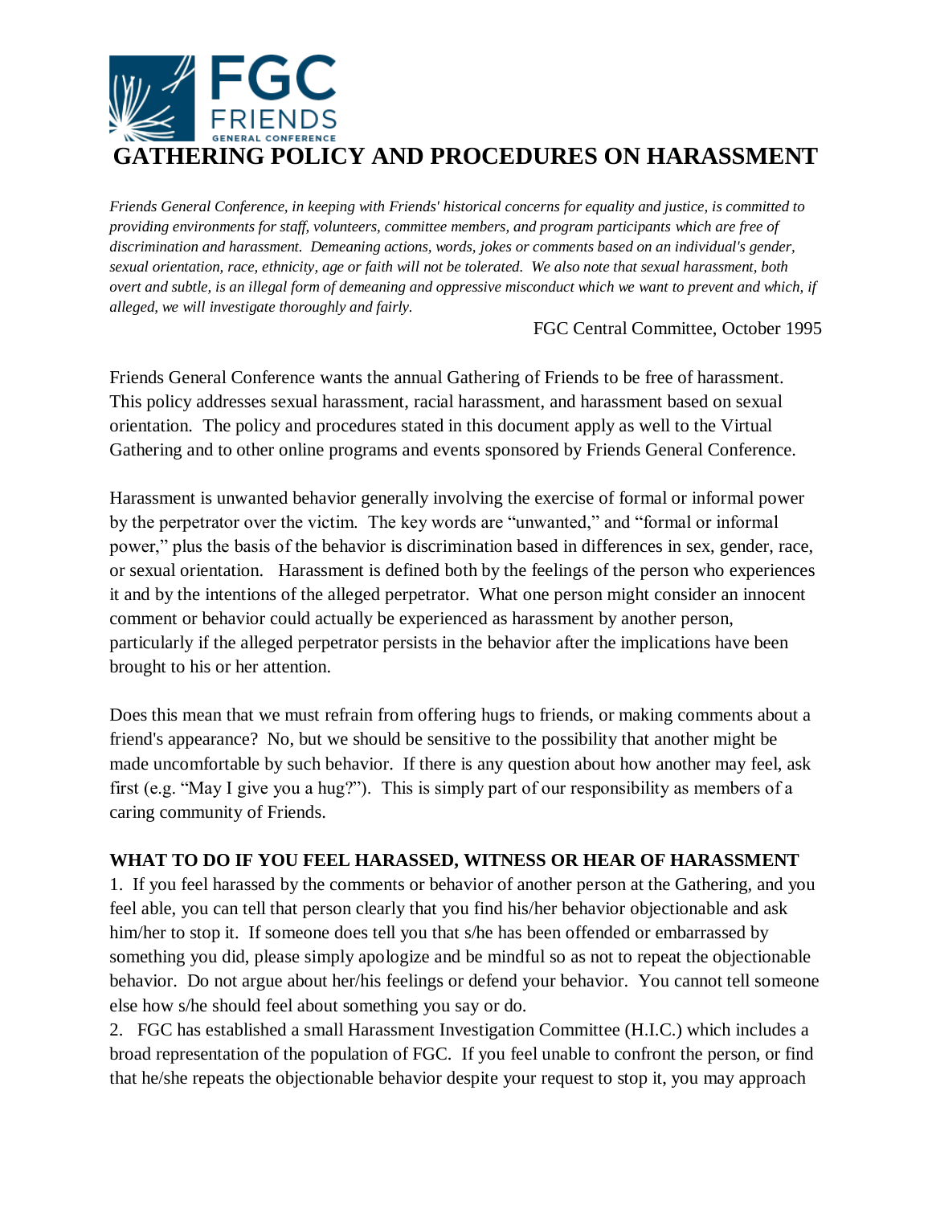# GATHERING POLICY AND PROCEDURES ON HARASSMENT

*Friends General Conference, in keeping with Friends' historical concerns for equality and justice, is committed to providing environments for staff, volunteers, committee members, and program participants which are free of discrimination and harassment. Demeaning actions, words, jokes or comments based on an individual's gender, sexual orientation, race, ethnicity, age or faith will not be tolerated. We also note that sexual harassment, both overt and subtle, is an illegal form of demeaning and oppressive misconduct which we want to prevent and which, if alleged, we will investigate thoroughly and fairly.*

FGC Central Committee, October 1995

Friends General Conference wants the annual Gathering of Friends to be free of harassment. This policy addresses sexual harassment, racial harassment, and harassment based on sexual orientation. The policy and procedures stated in this document apply as well to the Virtual Gathering and to other online programs and events sponsored by Friends General Conference.

Harassment is unwanted behavior generally involving the exercise of formal or informal power by the perpetrator over the victim. The key words are "unwanted," and "formal or informal power," plus the basis of the behavior is discrimination based in differences in sex, gender, race, or sexual orientation. Harassment is defined both by the feelings of the person who experiences it and by the intentions of the alleged perpetrator. What one person might consider an innocent comment or behavior could actually be experienced as harassment by another person, particularly if the alleged perpetrator persists in the behavior after the implications have been brought to his or her attention.

Does this mean that we must refrain from offering hugs to friends, or making comments about a friend's appearance? No, but we should be sensitive to the possibility that another might be made uncomfortable by such behavior. If there is any question about how another may feel, ask first (e.g. "May I give you a hug?"). This is simply part of our responsibility as members of a caring community of Friends.

**WHAT TO DO IF YOU FEEL HARASSED, WITNESS OR HEAR OF HARASSMENT**

1. If you feel harassed by the comments or behavior of another person at the Gathering, and you feel able, you can tell that person clearly that you find his/her behavior objectionable and ask him/her to stop it. If someone does tell you that s/he has been offended or embarrassed by something you did, please simply apologize and be mindful so as not to repeat the objectionable behavior. Do not argue about her/his feelings or defend your behavior. You cannot tell someone else how s/he should feel about something you say or do.
2. FGC has established a small Harassment Investigation Committee (H.I.C.) which includes a broad representation of the population of FGC. If you feel unable to confront the person, or find that he/she repeats the objectionable behavior despite your request to stop it, you may approach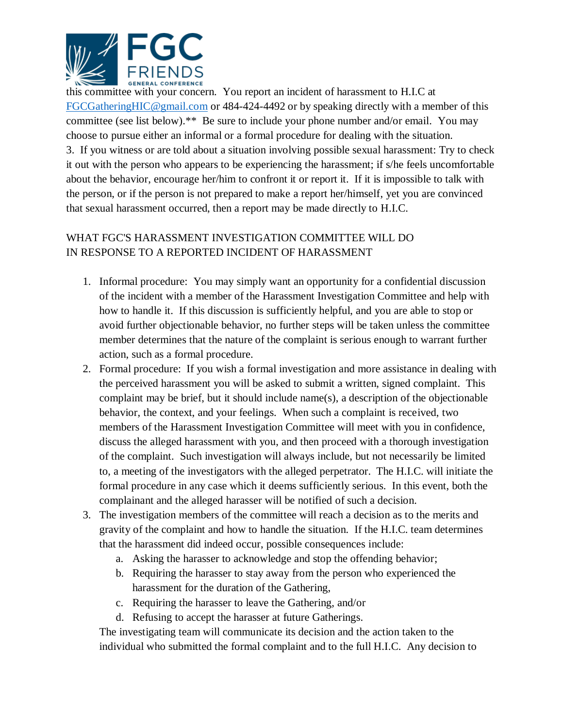this committee with your concern. You report an incident of harassment to H.I.C at FGCGatheringHIC@gmail.com or 484-424-4492 or by speaking directly with a member of this committee (see list below).** Be sure to include your phone number and/or email. You may choose to pursue either an informal or a formal procedure for dealing with the situation.

3. If you witness or are told about a situation involving possible sexual harassment: Try to check it out with the person who appears to be experiencing the harassment; if s/he feels uncomfortable about the behavior, encourage her/him to confront it or report it. If it is impossible to talk with the person, or if the person is not prepared to make a report her/himself, yet you are convinced that sexual harassment occurred, then a report may be made directly to H.I.C.

## WHAT FGC'S HARASSMENT INVESTIGATION COMMITTEE WILL DO IN RESPONSE TO A REPORTED INCIDENT OF HARASSMENT

1. Informal procedure: You may simply want an opportunity for a confidential discussion of the incident with a member of the Harassment Investigation Committee and help with how to handle it. If this discussion is sufficiently helpful, and you are able to stop or avoid further objectionable behavior, no further steps will be taken unless the committee member determines that the nature of the complaint is serious enough to warrant further action, such as a formal procedure.
2. Formal procedure: If you wish a formal investigation and more assistance in dealing with the perceived harassment you will be asked to submit a written, signed complaint. This complaint may be brief, but it should include name(s), a description of the objectionable behavior, the context, and your feelings. When such a complaint is received, two members of the Harassment Investigation Committee will meet with you in confidence, discuss the alleged harassment with you, and then proceed with a thorough investigation of the complaint. Such investigation will always include, but not necessarily be limited to, a meeting of the investigators with the alleged perpetrator. The H.I.C. will initiate the formal procedure in any case which it deems sufficiently serious. In this event, both the complainant and the alleged harasser will be notified of such a decision.
3. The investigation members of the committee will reach a decision as to the merits and gravity of the complaint and how to handle the situation. If the H.I.C. team determines that the harassment did indeed occur, possible consequences include:
   a. Asking the harasser to acknowledge and stop the offending behavior;
   b. Requiring the harasser to stay away from the person who experienced the harassment for the duration of the Gathering,
   c. Requiring the harasser to leave the Gathering, and/or
   d. Refusing to accept the harasser at future Gatherings.

   The investigating team will communicate its decision and the action taken to the individual who submitted the formal complaint and to the full H.I.C. Any decision to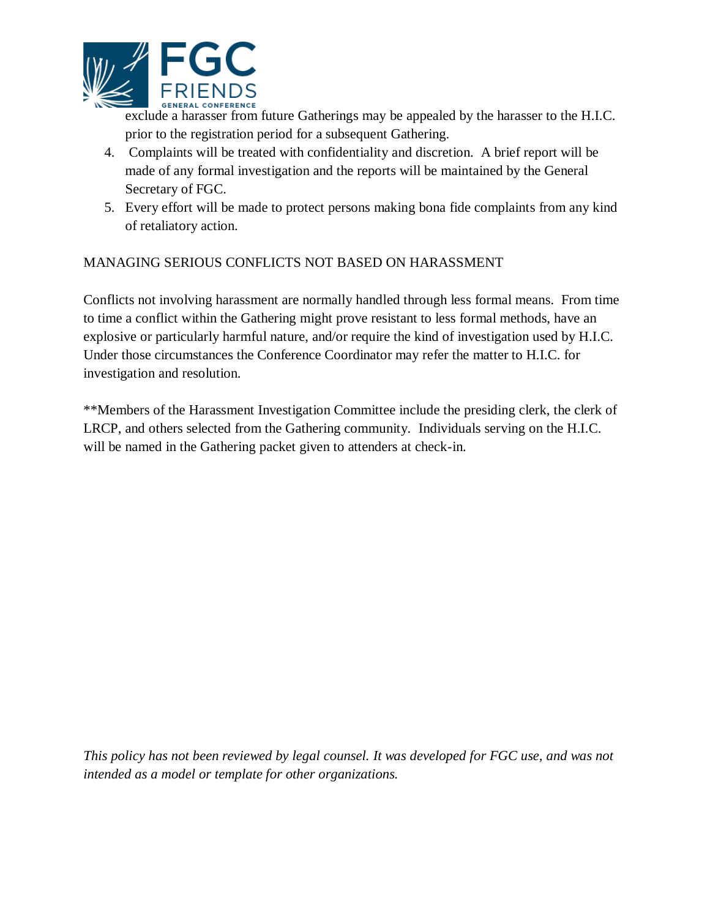exclude a harasser from future Gatherings may be appealed by the harasser to the H.I.C. prior to the registration period for a subsequent Gathering.

4. Complaints will be treated with confidentiality and discretion. A brief report will be made of any formal investigation and the reports will be maintained by the General Secretary of FGC.
5. Every effort will be made to protect persons making bona fide complaints from any kind of retaliatory action.

MANAGING SERIOUS CONFLICTS NOT BASED ON HARASSMENT

Conflicts not involving harassment are normally handled through less formal means. From time to time a conflict within the Gathering might prove resistant to less formal methods, have an explosive or particularly harmful nature, and/or require the kind of investigation used by H.I.C. Under those circumstances the Conference Coordinator may refer the matter to H.I.C. for investigation and resolution.

**Members of the Harassment Investigation Committee include the presiding clerk, the clerk of LRCP, and others selected from the Gathering community. Individuals serving on the H.I.C. will be named in the Gathering packet given to attenders at check-in.

*This policy has not been reviewed by legal counsel. It was developed for FGC use, and was not intended as a model or template for other organizations.*